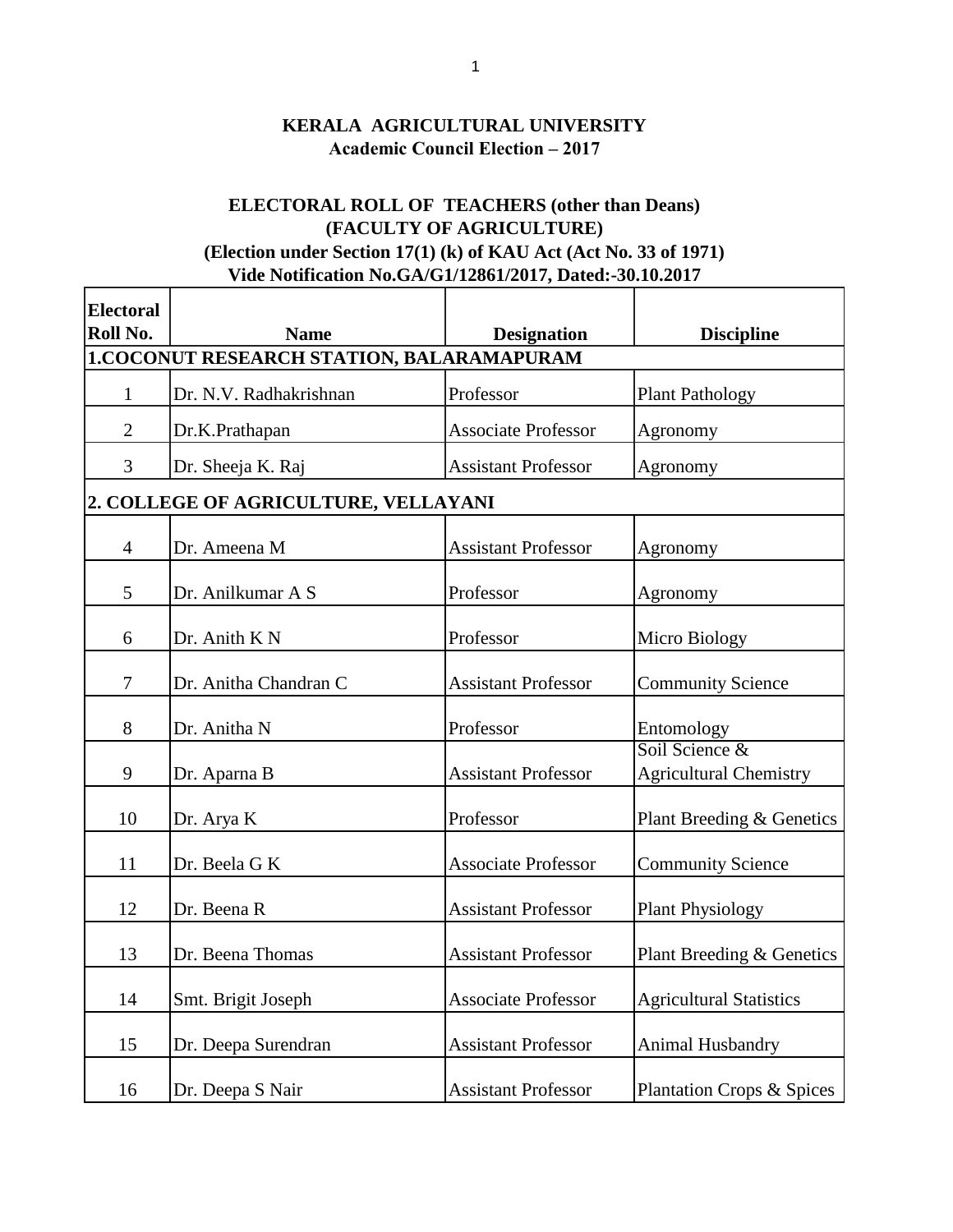# KERALA AGRICULTURAL UNIVERSITY
## Academic Council Election – 2017

### ELECTORAL ROLL OF TEACHERS (other than Deans)
### (FACULTY OF AGRICULTURE)
### (Election under Section 17(1) (k) of KAU Act (Act No. 33 of 1971)
### Vide Notification No.GA/G1/12861/2017, Dated:-30.10.2017

| Electoral Roll No. | Name | Designation | Discipline |
|---|---|---|---|
| **1.COCONUT RESEARCH STATION, BALARAMAPURAM** | | | |
| 1 | Dr. N.V. Radhakrishnan | Professor | Plant Pathology |
| 2 | Dr.K.Prathapan | Associate Professor | Agronomy |
| 3 | Dr. Sheeja K. Raj | Assistant Professor | Agronomy |
| **2. COLLEGE OF AGRICULTURE, VELLAYANI** | | | |
| 4 | Dr. Ameena M | Assistant Professor | Agronomy |
| 5 | Dr. Anilkumar A S | Professor | Agronomy |
| 6 | Dr. Anith K N | Professor | Micro Biology |
| 7 | Dr. Anitha Chandran C | Assistant Professor | Community Science |
| 8 | Dr. Anitha N | Professor | Entomology |
| 9 | Dr. Aparna B | Assistant Professor | Soil Science & Agricultural Chemistry |
| 10 | Dr. Arya K | Professor | Plant Breeding & Genetics |
| 11 | Dr. Beela G K | Associate Professor | Community Science |
| 12 | Dr. Beena R | Assistant Professor | Plant Physiology |
| 13 | Dr. Beena Thomas | Assistant Professor | Plant Breeding & Genetics |
| 14 | Smt. Brigit Joseph | Associate Professor | Agricultural Statistics |
| 15 | Dr. Deepa Surendran | Assistant Professor | Animal Husbandry |
| 16 | Dr. Deepa S Nair | Assistant Professor | Plantation Crops & Spices |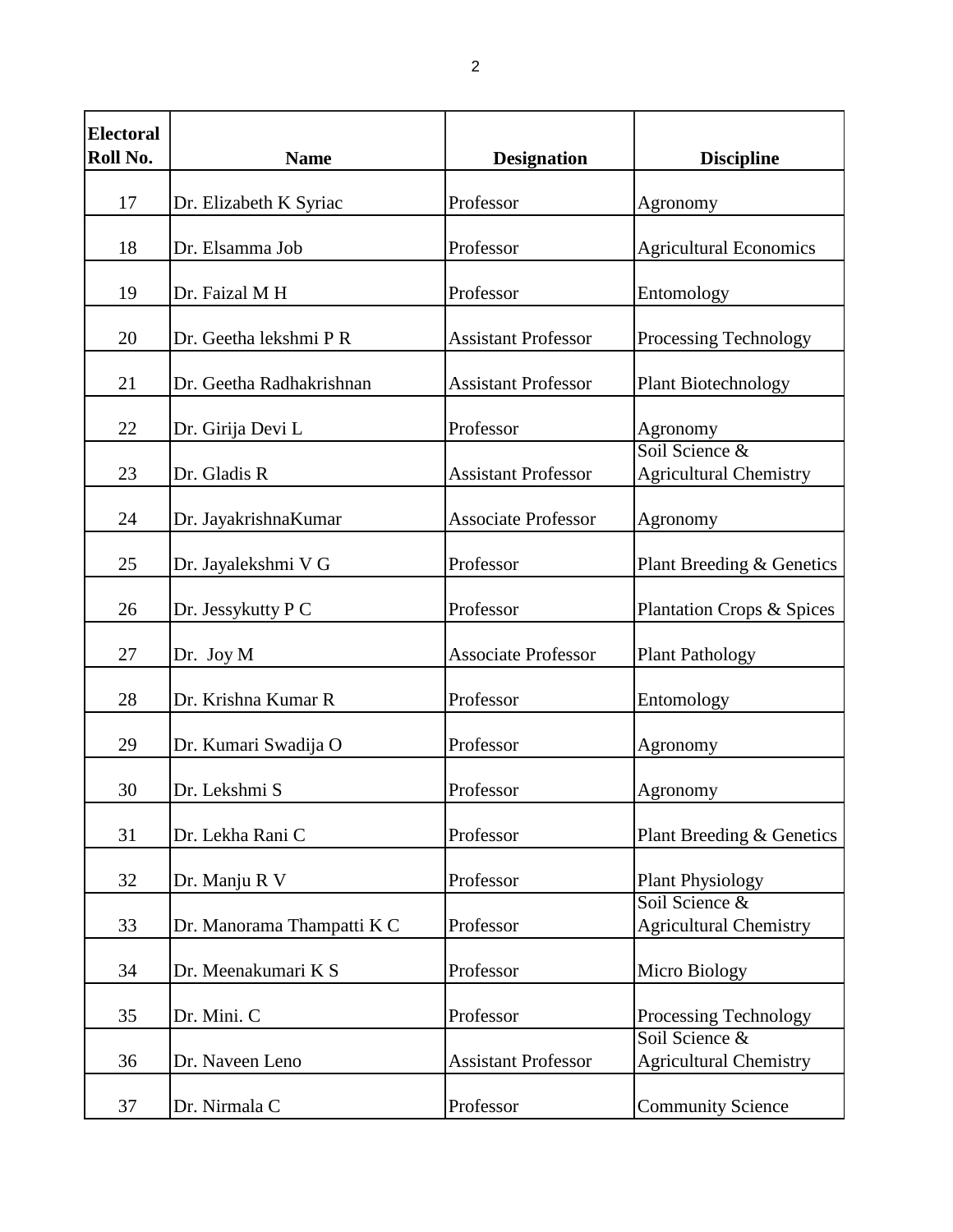| Electoral Roll No. | Name | Designation | Discipline |
|---|---|---|---|
| 17 | Dr. Elizabeth K Syriac | Professor | Agronomy |
| 18 | Dr. Elsamma Job | Professor | Agricultural Economics |
| 19 | Dr. Faizal M H | Professor | Entomology |
| 20 | Dr. Geetha lekshmi P R | Assistant Professor | Processing Technology |
| 21 | Dr. Geetha Radhakrishnan | Assistant Professor | Plant Biotechnology |
| 22 | Dr. Girija Devi L | Professor | Agronomy |
| 23 | Dr. Gladis R | Assistant Professor | Soil Science & Agricultural Chemistry |
| 24 | Dr. JayakrishnaKumar | Associate Professor | Agronomy |
| 25 | Dr. Jayalekshmi V G | Professor | Plant Breeding & Genetics |
| 26 | Dr. Jessykutty P C | Professor | Plantation Crops & Spices |
| 27 | Dr. Joy M | Associate Professor | Plant Pathology |
| 28 | Dr. Krishna Kumar R | Professor | Entomology |
| 29 | Dr. Kumari Swadija O | Professor | Agronomy |
| 30 | Dr. Lekshmi S | Professor | Agronomy |
| 31 | Dr. Lekha Rani C | Professor | Plant Breeding & Genetics |
| 32 | Dr. Manju R V | Professor | Plant Physiology |
| 33 | Dr. Manorama Thampatti K C | Professor | Soil Science & Agricultural Chemistry |
| 34 | Dr. Meenakumari K S | Professor | Micro Biology |
| 35 | Dr. Mini. C | Professor | Processing Technology |
| 36 | Dr. Naveen Leno | Assistant Professor | Soil Science & Agricultural Chemistry |
| 37 | Dr. Nirmala C | Professor | Community Science |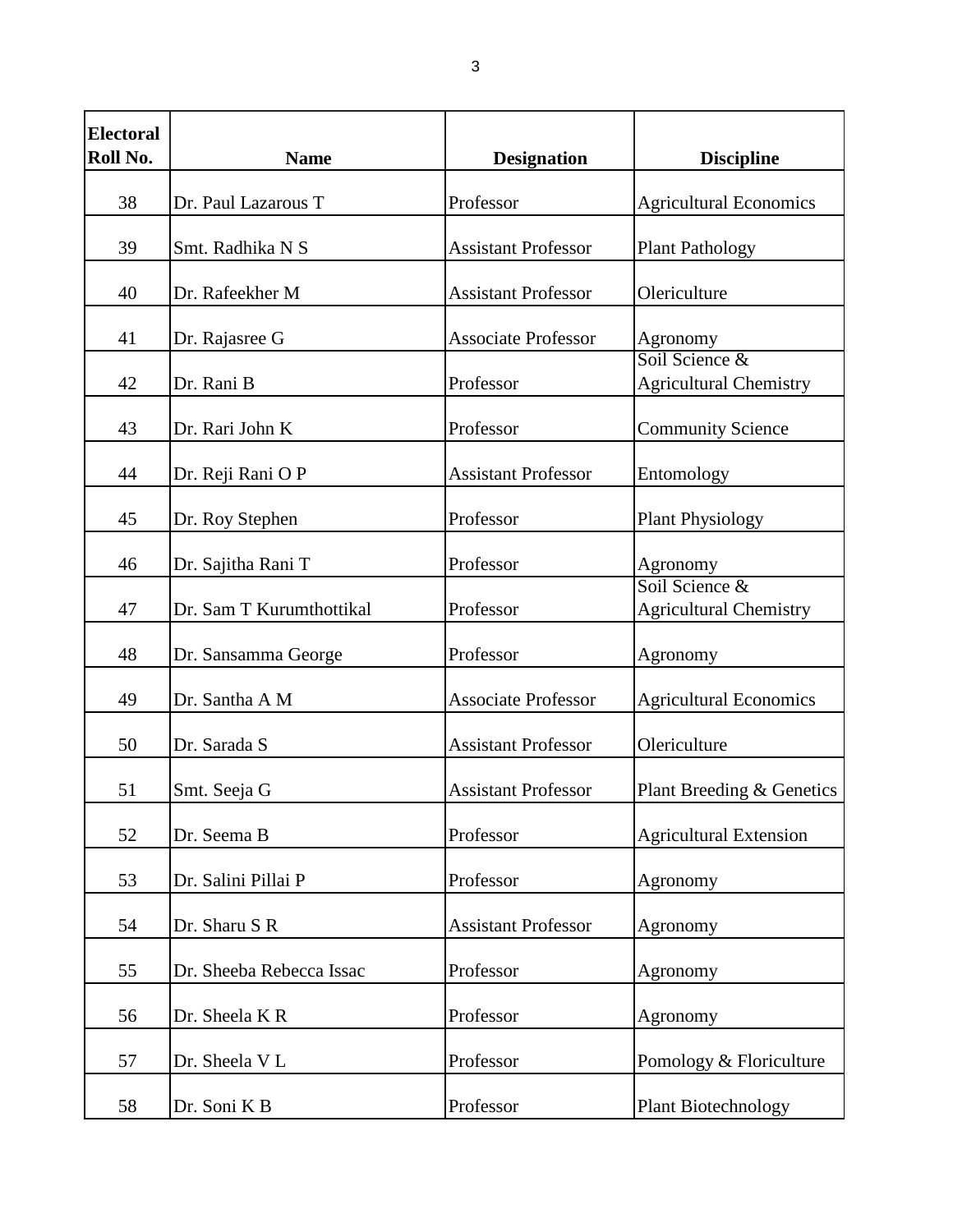| Electoral Roll No. | Name | Designation | Discipline |
|---|---|---|---|
| 38 | Dr. Paul Lazarous T | Professor | Agricultural Economics |
| 39 | Smt. Radhika N S | Assistant Professor | Plant Pathology |
| 40 | Dr. Rafeekher M | Assistant Professor | Olericulture |
| 41 | Dr. Rajasree G | Associate Professor | Agronomy |
| 42 | Dr. Rani B | Professor | Soil Science & Agricultural Chemistry |
| 43 | Dr. Rari John K | Professor | Community Science |
| 44 | Dr. Reji Rani O P | Assistant Professor | Entomology |
| 45 | Dr. Roy Stephen | Professor | Plant Physiology |
| 46 | Dr. Sajitha Rani T | Professor | Agronomy |
| 47 | Dr. Sam T Kurumthottikal | Professor | Soil Science & Agricultural Chemistry |
| 48 | Dr. Sansamma George | Professor | Agronomy |
| 49 | Dr. Santha A M | Associate Professor | Agricultural Economics |
| 50 | Dr. Sarada S | Assistant Professor | Olericulture |
| 51 | Smt. Seeja G | Assistant Professor | Plant Breeding & Genetics |
| 52 | Dr. Seema B | Professor | Agricultural Extension |
| 53 | Dr. Salini Pillai P | Professor | Agronomy |
| 54 | Dr. Sharu S R | Assistant Professor | Agronomy |
| 55 | Dr. Sheeba Rebecca Issac | Professor | Agronomy |
| 56 | Dr. Sheela K R | Professor | Agronomy |
| 57 | Dr. Sheela V L | Professor | Pomology & Floriculture |
| 58 | Dr. Soni K B | Professor | Plant Biotechnology |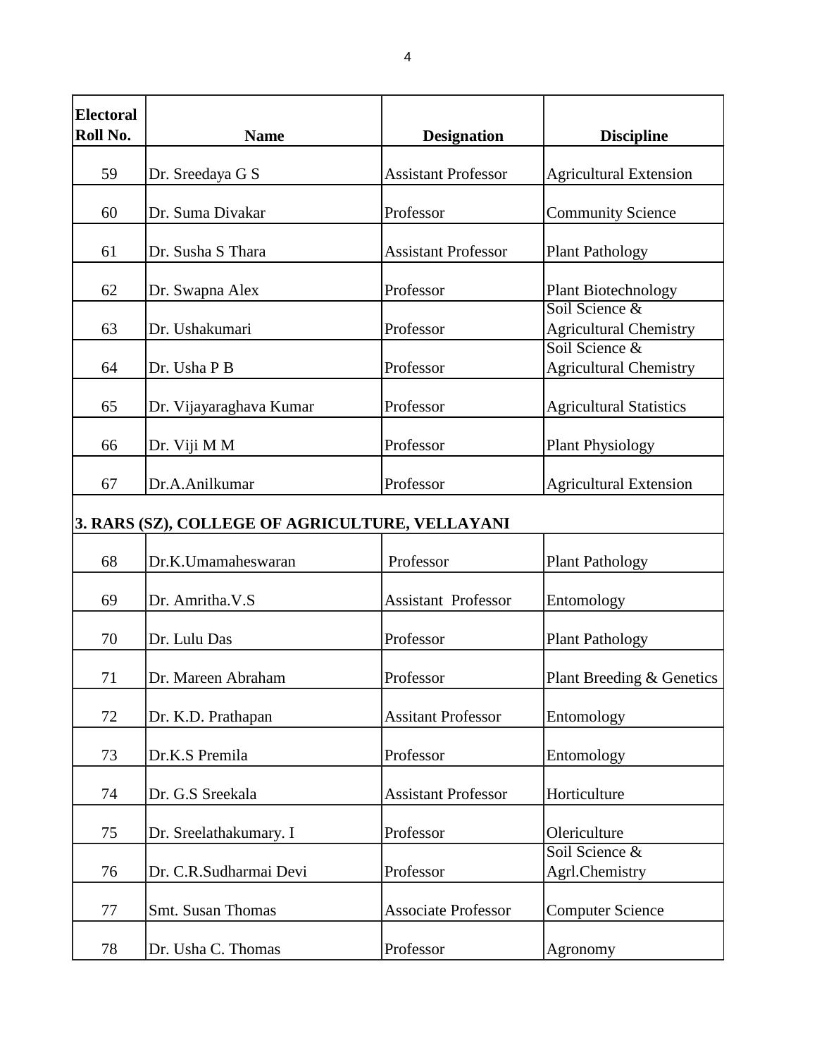| Electoral Roll No. | Name | Designation | Discipline |
|---|---|---|---|
| 59 | Dr. Sreedaya G S | Assistant Professor | Agricultural Extension |
| 60 | Dr. Suma Divakar | Professor | Community Science |
| 61 | Dr. Susha S Thara | Assistant Professor | Plant Pathology |
| 62 | Dr. Swapna Alex | Professor | Plant Biotechnology |
| 63 | Dr. Ushakumari | Professor | Soil Science & Agricultural Chemistry |
| 64 | Dr. Usha P B | Professor | Soil Science & Agricultural Chemistry |
| 65 | Dr. Vijayaraghava Kumar | Professor | Agricultural Statistics |
| 66 | Dr. Viji M M | Professor | Plant Physiology |
| 67 | Dr.A.Anilkumar | Professor | Agricultural Extension |
| **3. RARS (SZ), COLLEGE OF AGRICULTURE, VELLAYANI** | | | |
| 68 | Dr.K.Umamaheswaran | Professor | Plant Pathology |
| 69 | Dr. Amritha.V.S | Assistant Professor | Entomology |
| 70 | Dr. Lulu Das | Professor | Plant Pathology |
| 71 | Dr. Mareen Abraham | Professor | Plant Breeding & Genetics |
| 72 | Dr. K.D. Prathapan | Assitant Professor | Entomology |
| 73 | Dr.K.S Premila | Professor | Entomology |
| 74 | Dr. G.S Sreekala | Assistant Professor | Horticulture |
| 75 | Dr. Sreelathakumary. I | Professor | Olericulture |
| 76 | Dr. C.R.Sudharmai Devi | Professor | Soil Science & Agrl.Chemistry |
| 77 | Smt. Susan Thomas | Associate Professor | Computer Science |
| 78 | Dr. Usha C. Thomas | Professor | Agronomy |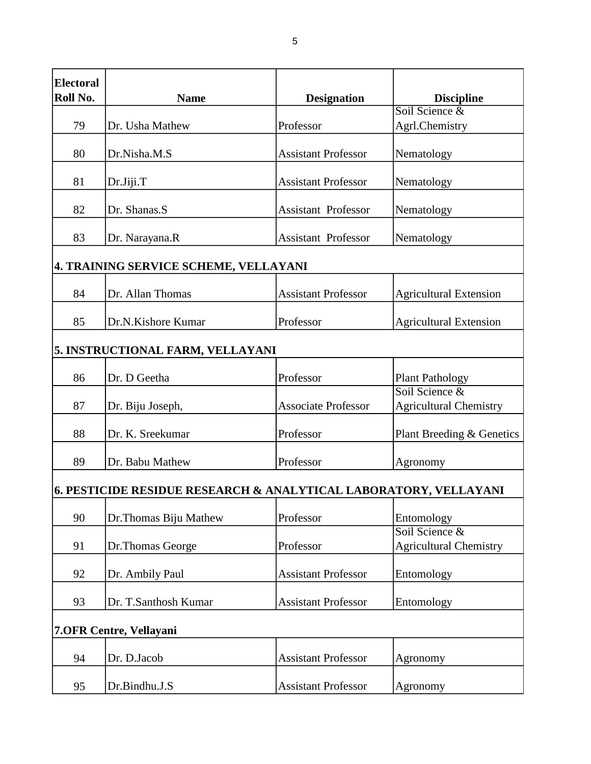| Electoral Roll No. | Name | Designation | Discipline |
|---|---|---|---|
| 79 | Dr. Usha Mathew | Professor | Soil Science & Agrl.Chemistry |
| 80 | Dr.Nisha.M.S | Assistant Professor | Nematology |
| 81 | Dr.Jiji.T | Assistant Professor | Nematology |
| 82 | Dr. Shanas.S | Assistant Professor | Nematology |
| 83 | Dr. Narayana.R | Assistant Professor | Nematology |
| **4. TRAINING SERVICE SCHEME, VELLAYANI** | | | |
| 84 | Dr. Allan Thomas | Assistant Professor | Agricultural Extension |
| 85 | Dr.N.Kishore Kumar | Professor | Agricultural Extension |
| **5. INSTRUCTIONAL FARM, VELLAYANI** | | | |
| 86 | Dr. D Geetha | Professor | Plant Pathology |
| 87 | Dr. Biju Joseph, | Associate Professor | Soil Science & Agricultural Chemistry |
| 88 | Dr. K. Sreekumar | Professor | Plant Breeding & Genetics |
| 89 | Dr. Babu Mathew | Professor | Agronomy |
| **6. PESTICIDE RESIDUE RESEARCH & ANALYTICAL LABORATORY, VELLAYANI** | | | |
| 90 | Dr.Thomas Biju Mathew | Professor | Entomology |
| 91 | Dr.Thomas George | Professor | Soil Science & Agricultural Chemistry |
| 92 | Dr. Ambily Paul | Assistant Professor | Entomology |
| 93 | Dr. T.Santhosh Kumar | Assistant Professor | Entomology |
| **7.OFR Centre, Vellayani** | | | |
| 94 | Dr. D.Jacob | Assistant Professor | Agronomy |
| 95 | Dr.Bindhu.J.S | Assistant Professor | Agronomy |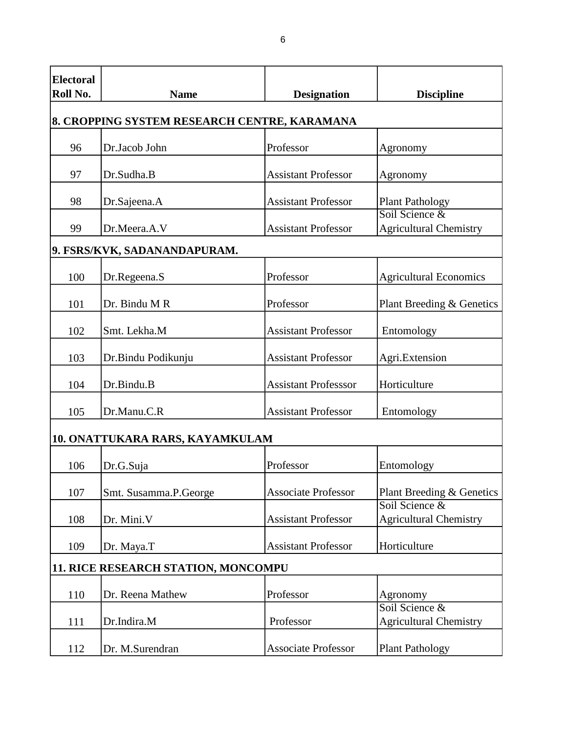| Electoral Roll No. | Name | Designation | Discipline |
|---|---|---|---|
| **8. CROPPING SYSTEM RESEARCH CENTRE, KARAMANA** | | | |
| 96 | Dr.Jacob John | Professor | Agronomy |
| 97 | Dr.Sudha.B | Assistant Professor | Agronomy |
| 98 | Dr.Sajeena.A | Assistant Professor | Plant Pathology |
| 99 | Dr.Meera.A.V | Assistant Professor | Soil Science & Agricultural Chemistry |
| **9. FSRS/KVK, SADANANDAPURAM.** | | | |
| 100 | Dr.Regeena.S | Professor | Agricultural Economics |
| 101 | Dr. Bindu M R | Professor | Plant Breeding & Genetics |
| 102 | Smt. Lekha.M | Assistant Professor | Entomology |
| 103 | Dr.Bindu Podikunju | Assistant Professor | Agri.Extension |
| 104 | Dr.Bindu.B | Assistant Professsor | Horticulture |
| 105 | Dr.Manu.C.R | Assistant Professor | Entomology |
| **10. ONATTUKARA RARS, KAYAMKULAM** | | | |
| 106 | Dr.G.Suja | Professor | Entomology |
| 107 | Smt. Susamma.P.George | Associate Professor | Plant Breeding & Genetics |
| 108 | Dr. Mini.V | Assistant Professor | Soil Science & Agricultural Chemistry |
| 109 | Dr. Maya.T | Assistant Professor | Horticulture |
| **11. RICE RESEARCH STATION, MONCOMPU** | | | |
| 110 | Dr. Reena Mathew | Professor | Agronomy |
| 111 | Dr.Indira.M | Professor | Soil Science & Agricultural Chemistry |
| 112 | Dr. M.Surendran | Associate Professor | Plant Pathology |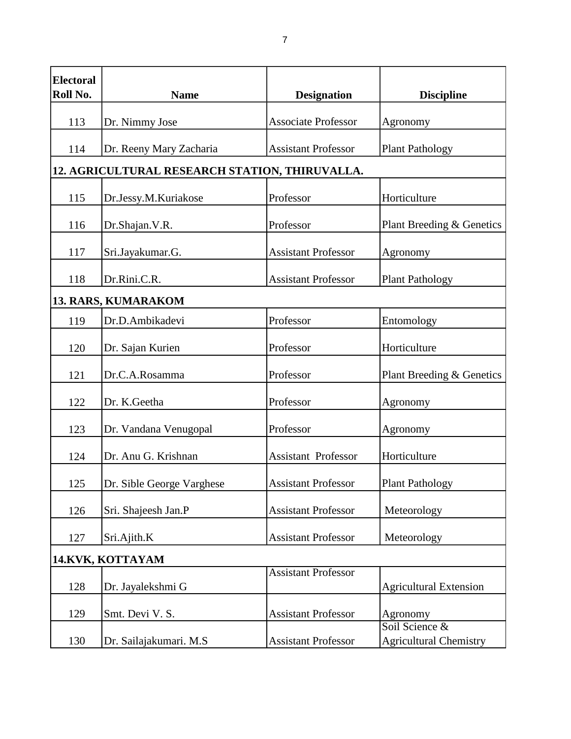| Electoral Roll No. | Name | Designation | Discipline |
| --- | --- | --- | --- |
| 113 | Dr. Nimmy Jose | Associate Professor | Agronomy |
| 114 | Dr. Reeny Mary Zacharia | Assistant Professor | Plant Pathology |
| **12. AGRICULTURAL RESEARCH STATION, THIRUVALLA.** | | | |
| 115 | Dr.Jessy.M.Kuriakose | Professor | Horticulture |
| 116 | Dr.Shajan.V.R. | Professor | Plant Breeding & Genetics |
| 117 | Sri.Jayakumar.G. | Assistant Professor | Agronomy |
| 118 | Dr.Rini.C.R. | Assistant Professor | Plant Pathology |
| **13. RARS, KUMARAKOM** | | | |
| 119 | Dr.D.Ambikadevi | Professor | Entomology |
| 120 | Dr. Sajan Kurien | Professor | Horticulture |
| 121 | Dr.C.A.Rosamma | Professor | Plant Breeding & Genetics |
| 122 | Dr. K.Geetha | Professor | Agronomy |
| 123 | Dr. Vandana Venugopal | Professor | Agronomy |
| 124 | Dr. Anu G. Krishnan | Assistant Professor | Horticulture |
| 125 | Dr. Sible George Varghese | Assistant Professor | Plant Pathology |
| 126 | Sri. Shajeesh Jan.P | Assistant Professor | Meteorology |
| 127 | Sri.Ajith.K | Assistant Professor | Meteorology |
| **14.KVK, KOTTAYAM** | | | |
| 128 | Dr. Jayalekshmi G | Assistant Professor | Agricultural Extension |
| 129 | Smt. Devi V. S. | Assistant Professor | Agronomy |
| 130 | Dr. Sailajakumari. M.S | Assistant Professor | Soil Science & Agricultural Chemistry |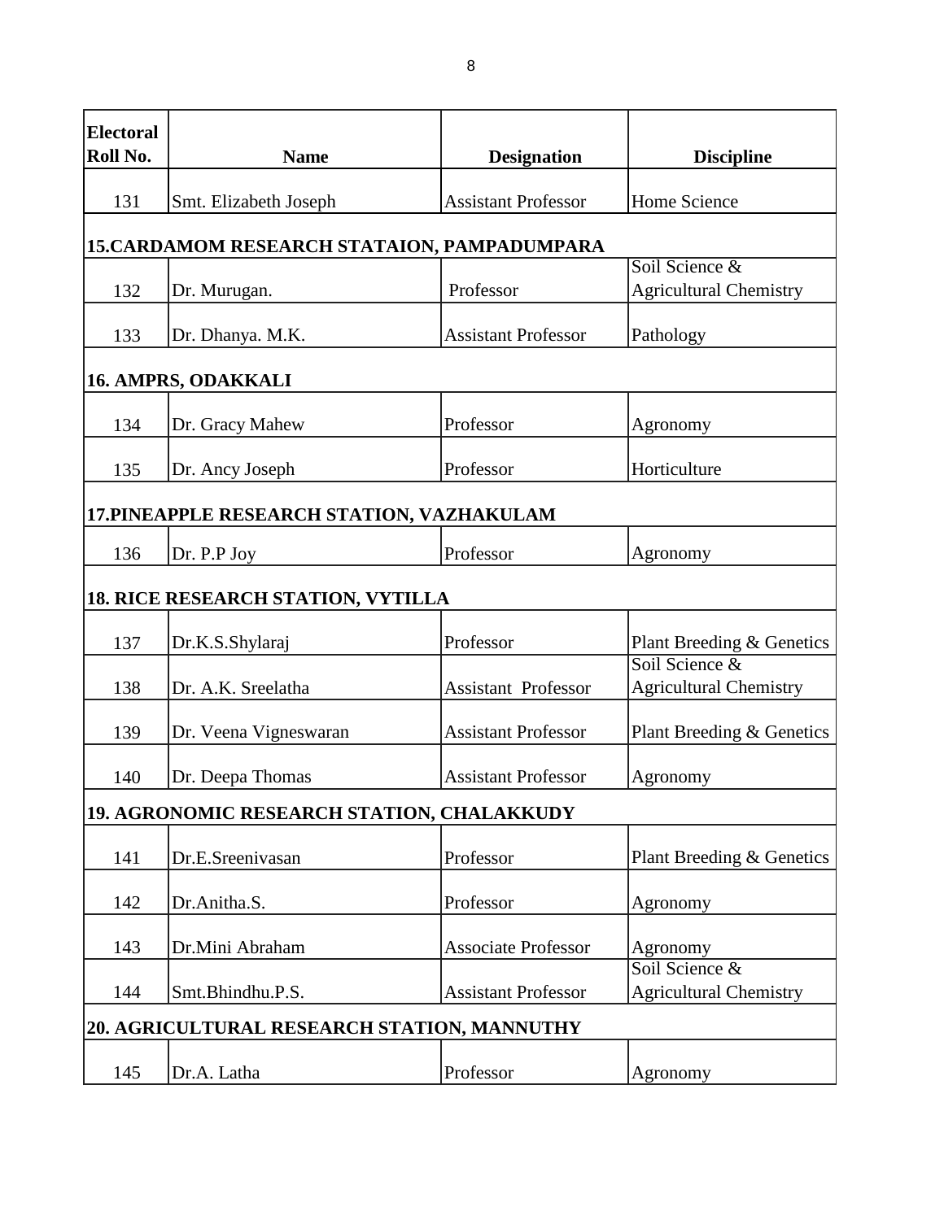| Electoral Roll No. | Name | Designation | Discipline |
|---|---|---|---|
| 131 | Smt. Elizabeth Joseph | Assistant Professor | Home Science |
| **15.CARDAMOM RESEARCH STATAION, PAMPADUMPARA** | | | |
| 132 | Dr. Murugan. | Professor | Soil Science & Agricultural Chemistry |
| 133 | Dr. Dhanya. M.K. | Assistant Professor | Pathology |
| **16. AMPRS, ODAKKALI** | | | |
| 134 | Dr. Gracy Mahew | Professor | Agronomy |
| 135 | Dr. Ancy Joseph | Professor | Horticulture |
| **17.PINEAPPLE RESEARCH STATION, VAZHAKULAM** | | | |
| 136 | Dr. P.P Joy | Professor | Agronomy |
| **18. RICE RESEARCH STATION, VYTILLA** | | | |
| 137 | Dr.K.S.Shylaraj | Professor | Plant Breeding & Genetics |
| 138 | Dr. A.K. Sreelatha | Assistant Professor | Soil Science & Agricultural Chemistry |
| 139 | Dr. Veena Vigneswaran | Assistant Professor | Plant Breeding & Genetics |
| 140 | Dr. Deepa Thomas | Assistant Professor | Agronomy |
| **19. AGRONOMIC RESEARCH STATION, CHALAKKUDY** | | | |
| 141 | Dr.E.Sreenivasan | Professor | Plant Breeding & Genetics |
| 142 | Dr.Anitha.S. | Professor | Agronomy |
| 143 | Dr.Mini Abraham | Associate Professor | Agronomy |
| 144 | Smt.Bhindhu.P.S. | Assistant Professor | Soil Science & Agricultural Chemistry |
| **20. AGRICULTURAL RESEARCH STATION, MANNUTHY** | | | |
| 145 | Dr.A. Latha | Professor | Agronomy |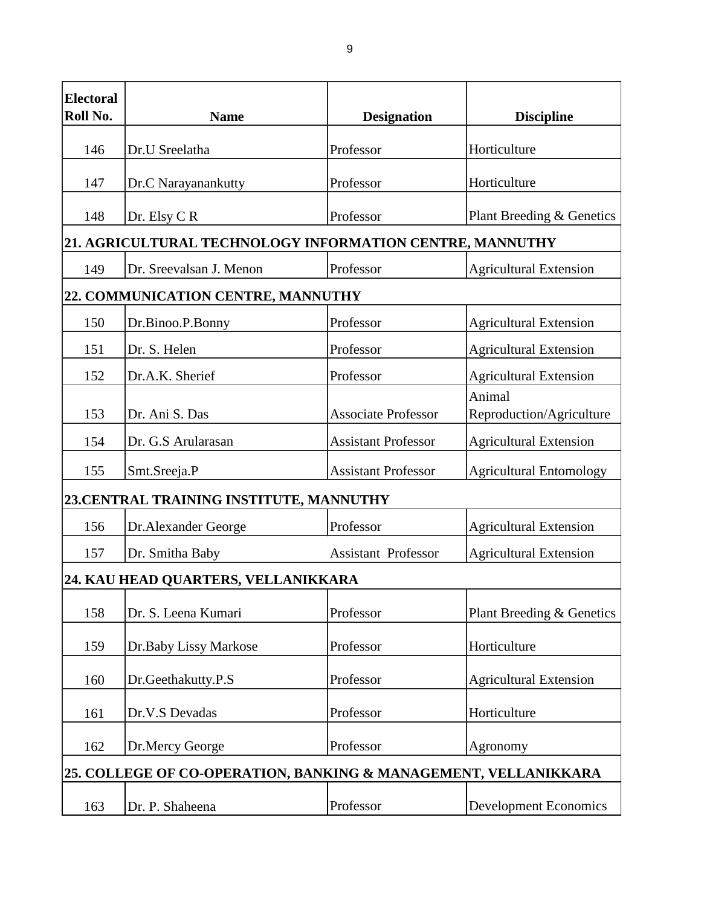| Electoral Roll No. | Name | Designation | Discipline |
|---|---|---|---|
| 146 | Dr.U Sreelatha | Professor | Horticulture |
| 147 | Dr.C Narayanankutty | Professor | Horticulture |
| 148 | Dr. Elsy C R | Professor | Plant Breeding & Genetics |
| **21. AGRICULTURAL TECHNOLOGY INFORMATION CENTRE, MANNUTHY** | | | |
| 149 | Dr. Sreevalsan J. Menon | Professor | Agricultural Extension |
| **22. COMMUNICATION CENTRE, MANNUTHY** | | | |
| 150 | Dr.Binoo.P.Bonny | Professor | Agricultural Extension |
| 151 | Dr. S. Helen | Professor | Agricultural Extension |
| 152 | Dr.A.K. Sherief | Professor | Agricultural Extension |
| 153 | Dr. Ani S. Das | Associate Professor | Animal Reproduction/Agriculture |
| 154 | Dr. G.S Arularasan | Assistant Professor | Agricultural Extension |
| 155 | Smt.Sreeja.P | Assistant Professor | Agricultural Entomology |
| **23.CENTRAL TRAINING INSTITUTE, MANNUTHY** | | | |
| 156 | Dr.Alexander George | Professor | Agricultural Extension |
| 157 | Dr. Smitha Baby | Assistant Professor | Agricultural Extension |
| **24. KAU HEAD QUARTERS, VELLANIKKARA** | | | |
| 158 | Dr. S. Leena Kumari | Professor | Plant Breeding & Genetics |
| 159 | Dr.Baby Lissy Markose | Professor | Horticulture |
| 160 | Dr.Geethakutty.P.S | Professor | Agricultural Extension |
| 161 | Dr.V.S Devadas | Professor | Horticulture |
| 162 | Dr.Mercy George | Professor | Agronomy |
| **25. COLLEGE OF CO-OPERATION, BANKING & MANAGEMENT, VELLANIKKARA** | | | |
| 163 | Dr. P. Shaheena | Professor | Development Economics |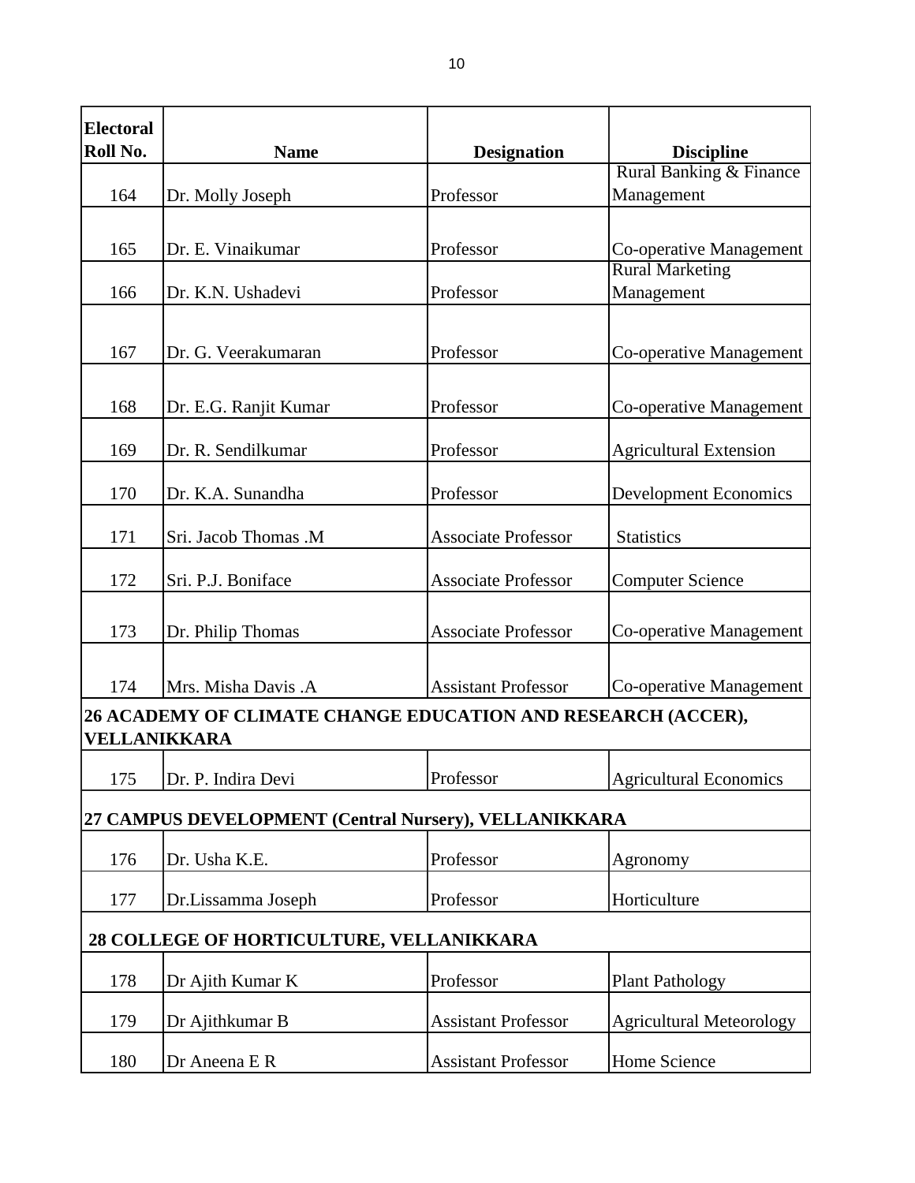| Electoral Roll No. | Name | Designation | Discipline |
|---|---|---|---|
| 164 | Dr. Molly Joseph | Professor | Rural Banking & Finance Management |
| 165 | Dr. E. Vinaikumar | Professor | Co-operative Management |
| 166 | Dr. K.N. Ushadevi | Professor | Rural Marketing Management |
| 167 | Dr. G. Veerakumaran | Professor | Co-operative Management |
| 168 | Dr. E.G. Ranjit Kumar | Professor | Co-operative Management |
| 169 | Dr. R. Sendilkumar | Professor | Agricultural Extension |
| 170 | Dr. K.A. Sunandha | Professor | Development Economics |
| 171 | Sri. Jacob Thomas .M | Associate Professor | Statistics |
| 172 | Sri. P.J. Boniface | Associate Professor | Computer Science |
| 173 | Dr. Philip Thomas | Associate Professor | Co-operative Management |
| 174 | Mrs. Misha Davis .A | Assistant Professor | Co-operative Management |
| **26 ACADEMY OF CLIMATE CHANGE EDUCATION AND RESEARCH (ACCER), VELLANIKKARA** | | | |
| 175 | Dr. P. Indira Devi | Professor | Agricultural Economics |
| **27 CAMPUS DEVELOPMENT (Central Nursery), VELLANIKKARA** | | | |
| 176 | Dr. Usha K.E. | Professor | Agronomy |
| 177 | Dr.Lissamma Joseph | Professor | Horticulture |
| **28 COLLEGE OF HORTICULTURE, VELLANIKKARA** | | | |
| 178 | Dr Ajith Kumar K | Professor | Plant Pathology |
| 179 | Dr Ajithkumar B | Assistant Professor | Agricultural Meteorology |
| 180 | Dr Aneena E R | Assistant Professor | Home Science |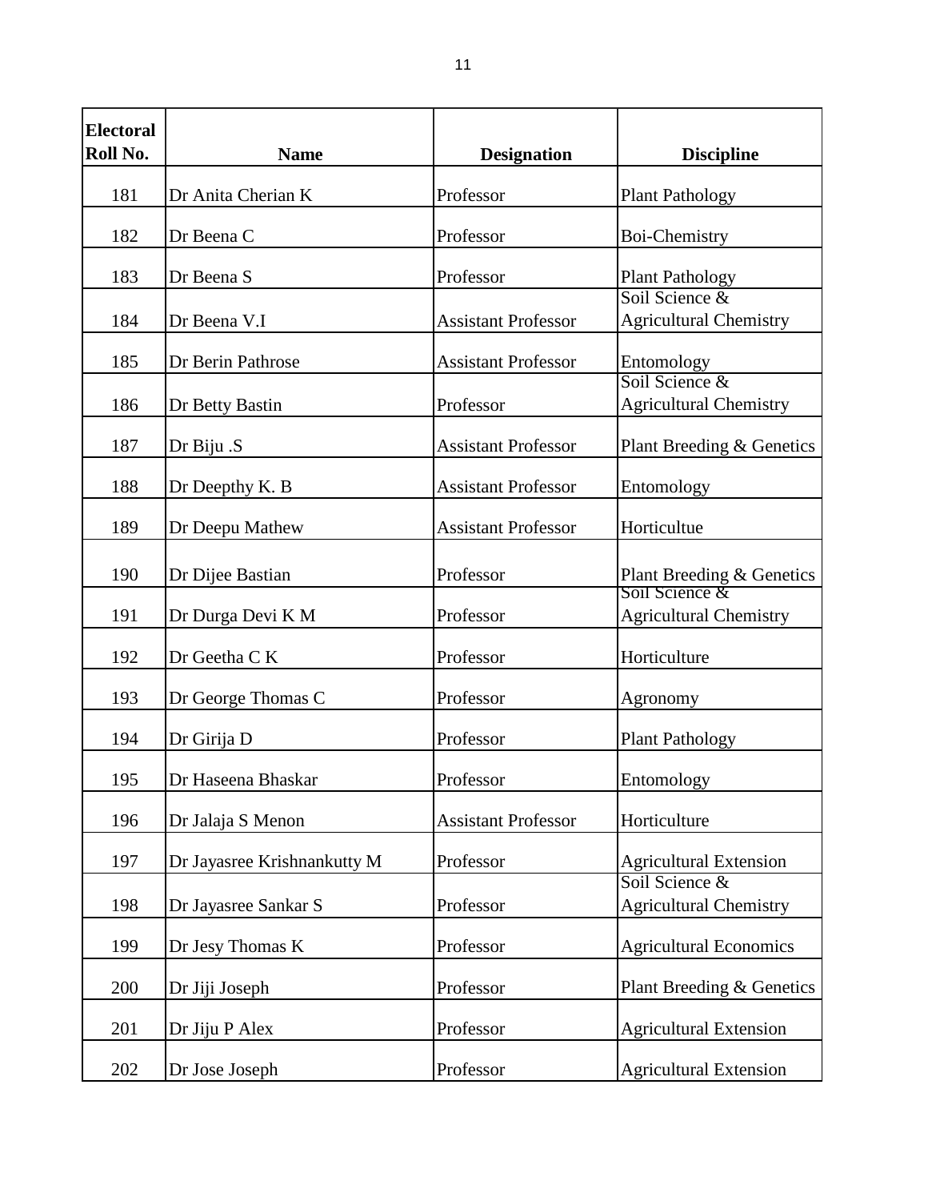| Electoral Roll No. | Name | Designation | Discipline |
|---|---|---|---|
| 181 | Dr Anita Cherian K | Professor | Plant Pathology |
| 182 | Dr Beena C | Professor | Boi-Chemistry |
| 183 | Dr Beena S | Professor | Plant Pathology |
| 184 | Dr Beena V.I | Assistant Professor | Soil Science & Agricultural Chemistry |
| 185 | Dr Berin Pathrose | Assistant Professor | Entomology |
| 186 | Dr Betty Bastin | Professor | Soil Science & Agricultural Chemistry |
| 187 | Dr Biju .S | Assistant Professor | Plant Breeding & Genetics |
| 188 | Dr Deepthy K. B | Assistant Professor | Entomology |
| 189 | Dr Deepu Mathew | Assistant Professor | Horticultue |
| 190 | Dr Dijee Bastian | Professor | Plant Breeding & Genetics |
| 191 | Dr Durga Devi K M | Professor | Soil Science & Agricultural Chemistry |
| 192 | Dr Geetha C K | Professor | Horticulture |
| 193 | Dr George Thomas C | Professor | Agronomy |
| 194 | Dr Girija D | Professor | Plant Pathology |
| 195 | Dr Haseena Bhaskar | Professor | Entomology |
| 196 | Dr Jalaja S Menon | Assistant Professor | Horticulture |
| 197 | Dr Jayasree Krishnankutty M | Professor | Agricultural Extension |
| 198 | Dr Jayasree Sankar S | Professor | Soil Science & Agricultural Chemistry |
| 199 | Dr Jesy Thomas K | Professor | Agricultural Economics |
| 200 | Dr Jiji Joseph | Professor | Plant Breeding & Genetics |
| 201 | Dr Jiju P Alex | Professor | Agricultural Extension |
| 202 | Dr Jose Joseph | Professor | Agricultural Extension |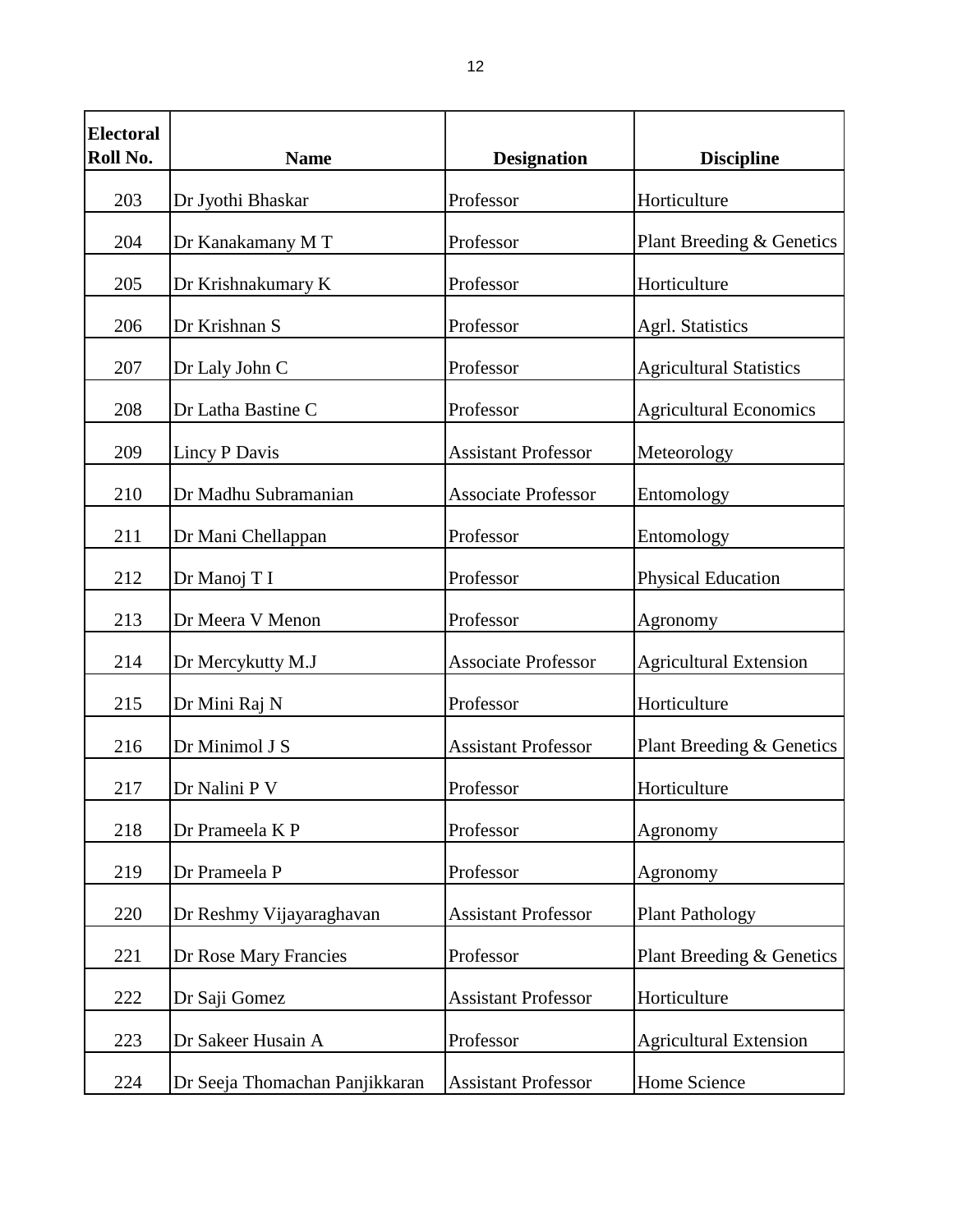| Electoral Roll No. | Name | Designation | Discipline |
|---|---|---|---|
| 203 | Dr Jyothi Bhaskar | Professor | Horticulture |
| 204 | Dr Kanakamany M T | Professor | Plant Breeding & Genetics |
| 205 | Dr Krishnakumary K | Professor | Horticulture |
| 206 | Dr Krishnan S | Professor | Agrl. Statistics |
| 207 | Dr Laly John C | Professor | Agricultural Statistics |
| 208 | Dr Latha Bastine C | Professor | Agricultural Economics |
| 209 | Lincy P Davis | Assistant Professor | Meteorology |
| 210 | Dr Madhu Subramanian | Associate Professor | Entomology |
| 211 | Dr Mani Chellappan | Professor | Entomology |
| 212 | Dr Manoj T I | Professor | Physical Education |
| 213 | Dr Meera V Menon | Professor | Agronomy |
| 214 | Dr Mercykutty M.J | Associate Professor | Agricultural Extension |
| 215 | Dr Mini Raj N | Professor | Horticulture |
| 216 | Dr Minimol J S | Assistant Professor | Plant Breeding & Genetics |
| 217 | Dr Nalini P V | Professor | Horticulture |
| 218 | Dr Prameela K P | Professor | Agronomy |
| 219 | Dr Prameela P | Professor | Agronomy |
| 220 | Dr Reshmy Vijayaraghavan | Assistant Professor | Plant Pathology |
| 221 | Dr Rose Mary Francies | Professor | Plant Breeding & Genetics |
| 222 | Dr Saji Gomez | Assistant Professor | Horticulture |
| 223 | Dr Sakeer Husain A | Professor | Agricultural Extension |
| 224 | Dr Seeja Thomachan Panjikkaran | Assistant Professor | Home Science |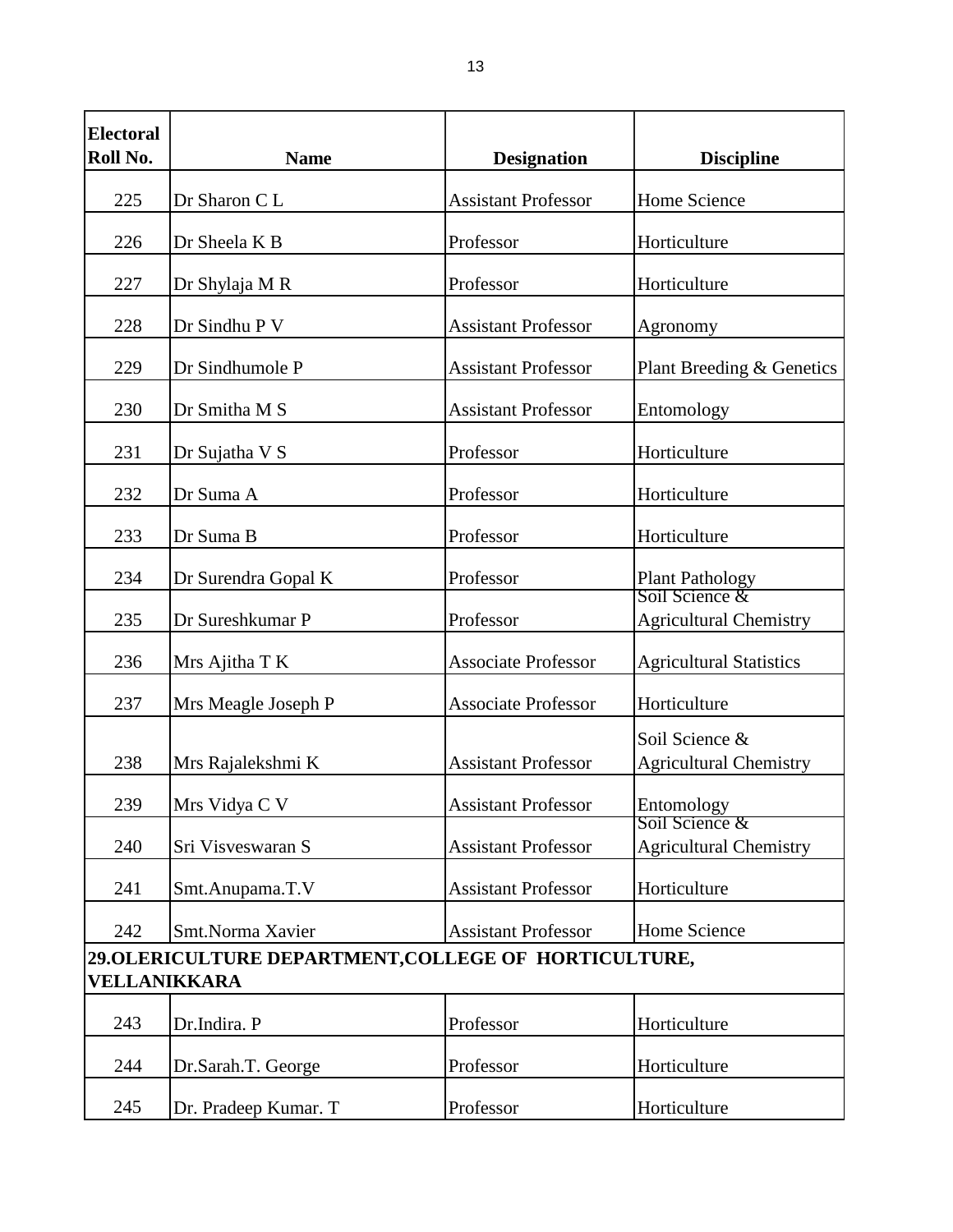| Electoral Roll No. | Name | Designation | Discipline |
|---|---|---|---|
| 225 | Dr Sharon C L | Assistant Professor | Home Science |
| 226 | Dr Sheela K B | Professor | Horticulture |
| 227 | Dr Shylaja M R | Professor | Horticulture |
| 228 | Dr Sindhu P V | Assistant Professor | Agronomy |
| 229 | Dr Sindhumole P | Assistant Professor | Plant Breeding & Genetics |
| 230 | Dr Smitha M S | Assistant Professor | Entomology |
| 231 | Dr Sujatha V S | Professor | Horticulture |
| 232 | Dr Suma A | Professor | Horticulture |
| 233 | Dr Suma B | Professor | Horticulture |
| 234 | Dr Surendra Gopal K | Professor | Plant Pathology |
| 235 | Dr Sureshkumar P | Professor | Soil Science & Agricultural Chemistry |
| 236 | Mrs Ajitha T K | Associate Professor | Agricultural Statistics |
| 237 | Mrs Meagle Joseph P | Associate Professor | Horticulture |
| 238 | Mrs Rajalekshmi K | Assistant Professor | Soil Science & Agricultural Chemistry |
| 239 | Mrs Vidya C V | Assistant Professor | Entomology |
| 240 | Sri Visveswaran S | Assistant Professor | Soil Science & Agricultural Chemistry |
| 241 | Smt.Anupama.T.V | Assistant Professor | Horticulture |
| 242 | Smt.Norma Xavier | Assistant Professor | Home Science |
| **29.OLERICULTURE DEPARTMENT,COLLEGE OF HORTICULTURE, VELLANIKKARA** | | | |
| 243 | Dr.Indira. P | Professor | Horticulture |
| 244 | Dr.Sarah.T. George | Professor | Horticulture |
| 245 | Dr. Pradeep Kumar. T | Professor | Horticulture |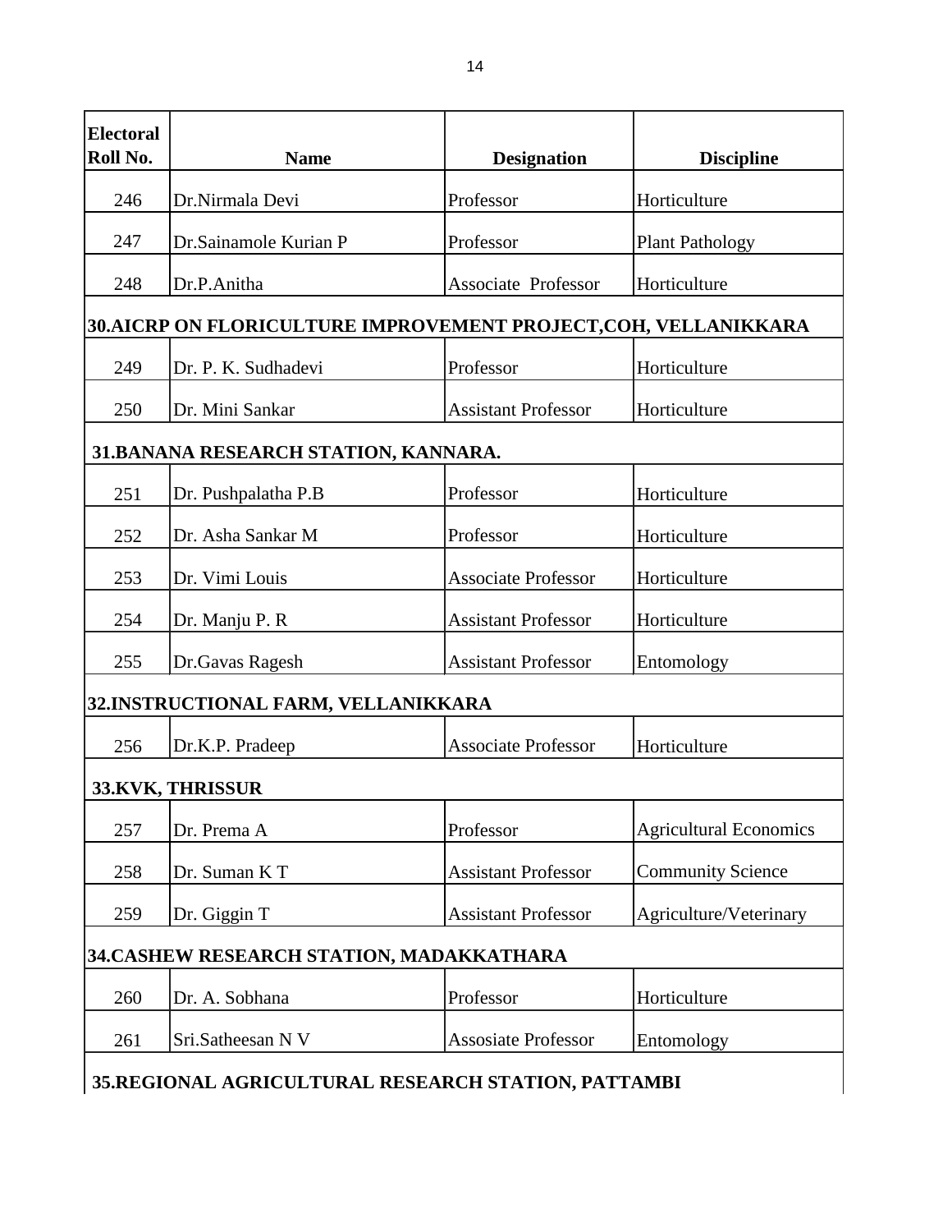| Electoral Roll No. | Name | Designation | Discipline |
|---|---|---|---|
| 246 | Dr.Nirmala Devi | Professor | Horticulture |
| 247 | Dr.Sainamole Kurian P | Professor | Plant Pathology |
| 248 | Dr.P.Anitha | Associate Professor | Horticulture |
| **30.AICRP ON FLORICULTURE IMPROVEMENT PROJECT,COH, VELLANIKKARA** | | | |
| 249 | Dr. P. K. Sudhadevi | Professor | Horticulture |
| 250 | Dr. Mini Sankar | Assistant Professor | Horticulture |
| **31.BANANA RESEARCH STATION, KANNARA.** | | | |
| 251 | Dr. Pushpalatha P.B | Professor | Horticulture |
| 252 | Dr. Asha Sankar M | Professor | Horticulture |
| 253 | Dr. Vimi Louis | Associate Professor | Horticulture |
| 254 | Dr. Manju P. R | Assistant Professor | Horticulture |
| 255 | Dr.Gavas Ragesh | Assistant Professor | Entomology |
| **32.INSTRUCTIONAL FARM, VELLANIKKARA** | | | |
| 256 | Dr.K.P. Pradeep | Associate Professor | Horticulture |
| **33.KVK, THRISSUR** | | | |
| 257 | Dr. Prema A | Professor | Agricultural Economics |
| 258 | Dr. Suman K T | Assistant Professor | Community Science |
| 259 | Dr. Giggin T | Assistant Professor | Agriculture/Veterinary |
| **34.CASHEW RESEARCH STATION, MADAKKATHARA** | | | |
| 260 | Dr. A. Sobhana | Professor | Horticulture |
| 261 | Sri.Satheesan N V | Assosiate Professor | Entomology |
| **35.REGIONAL AGRICULTURAL RESEARCH STATION, PATTAMBI** | | | |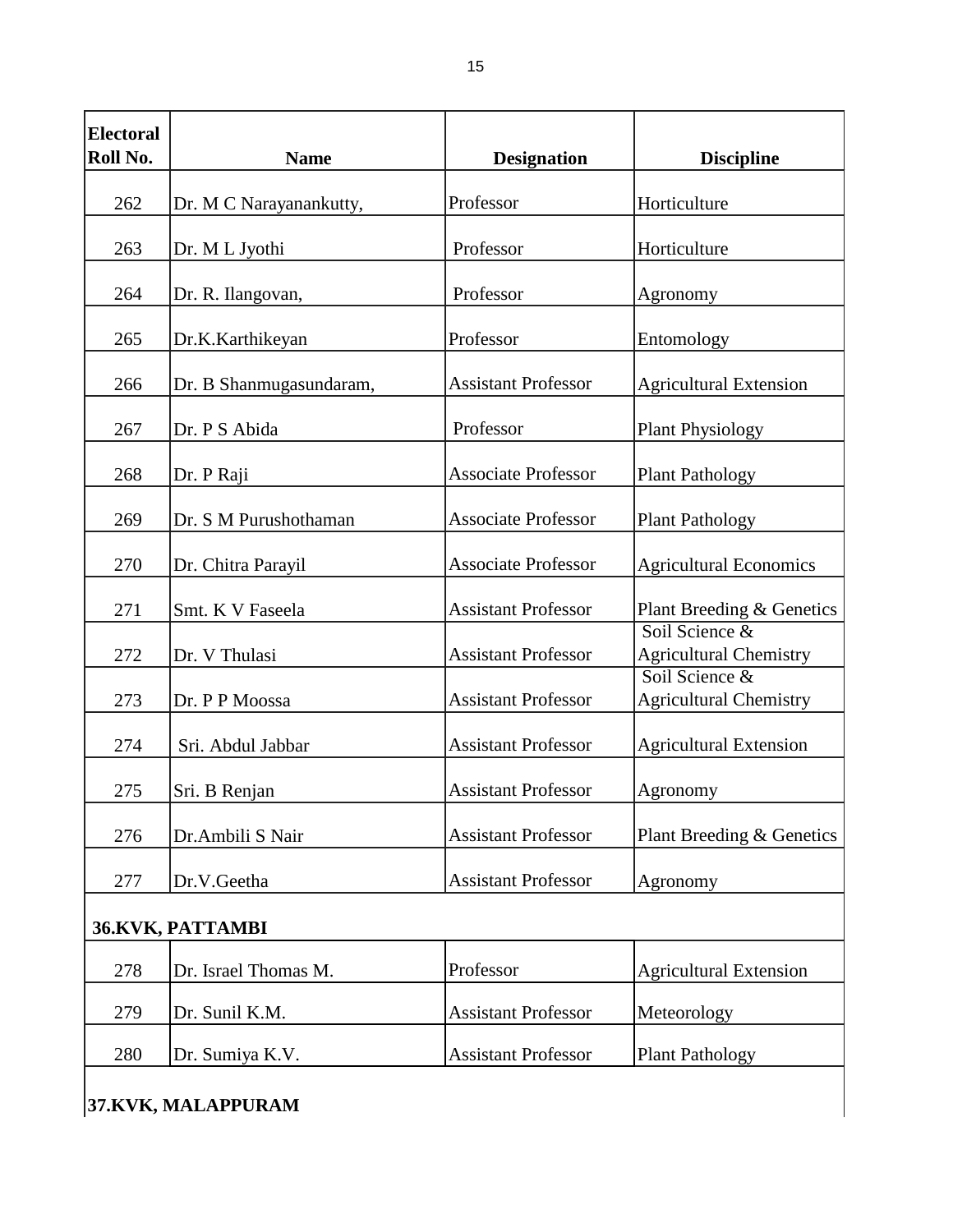| Electoral Roll No. | Name | Designation | Discipline |
|---|---|---|---|
| 262 | Dr. M C Narayanankutty, | Professor | Horticulture |
| 263 | Dr. M L Jyothi | Professor | Horticulture |
| 264 | Dr. R. Ilangovan, | Professor | Agronomy |
| 265 | Dr.K.Karthikeyan | Professor | Entomology |
| 266 | Dr. B Shanmugasundaram, | Assistant Professor | Agricultural Extension |
| 267 | Dr. P S Abida | Professor | Plant Physiology |
| 268 | Dr. P Raji | Associate Professor | Plant Pathology |
| 269 | Dr. S M Purushothaman | Associate Professor | Plant Pathology |
| 270 | Dr. Chitra Parayil | Associate Professor | Agricultural Economics |
| 271 | Smt. K V Faseela | Assistant Professor | Plant Breeding & Genetics |
| 272 | Dr. V Thulasi | Assistant Professor | Soil Science & Agricultural Chemistry |
| 273 | Dr. P P Moossa | Assistant Professor | Soil Science & Agricultural Chemistry |
| 274 | Sri. Abdul Jabbar | Assistant Professor | Agricultural Extension |
| 275 | Sri. B Renjan | Assistant Professor | Agronomy |
| 276 | Dr.Ambili S Nair | Assistant Professor | Plant Breeding & Genetics |
| 277 | Dr.V.Geetha | Assistant Professor | Agronomy |
| **36.KVK, PATTAMBI** | | | |
| 278 | Dr. Israel Thomas M. | Professor | Agricultural Extension |
| 279 | Dr. Sunil K.M. | Assistant Professor | Meteorology |
| 280 | Dr. Sumiya K.V. | Assistant Professor | Plant Pathology |
| **37.KVK, MALAPPURAM** | | | |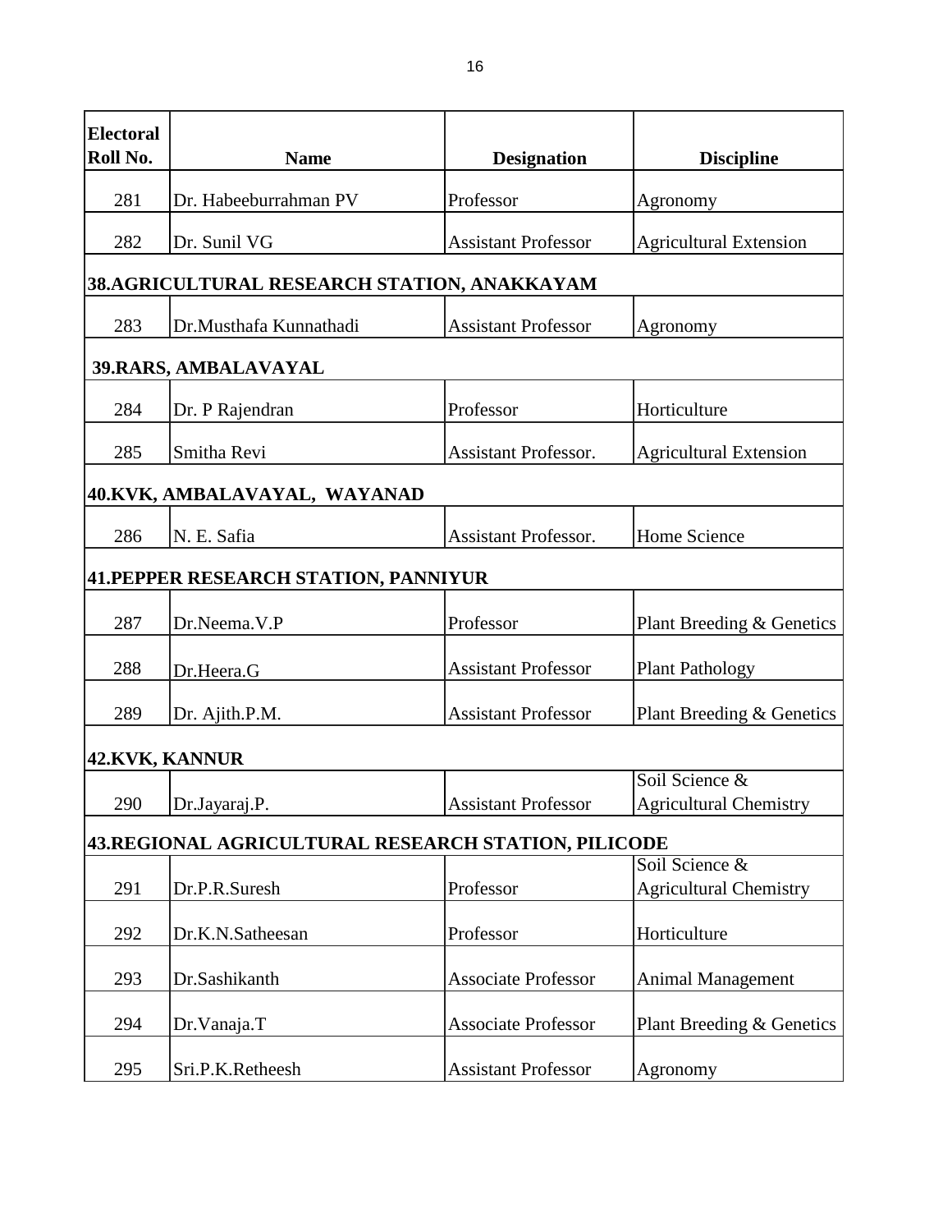| Electoral Roll No. | Name | Designation | Discipline |
|---|---|---|---|
| 281 | Dr. Habeeburrahman PV | Professor | Agronomy |
| 282 | Dr. Sunil VG | Assistant Professor | Agricultural Extension |
| **38.AGRICULTURAL RESEARCH STATION, ANAKKAYAM** | | | |
| 283 | Dr.Musthafa Kunnathadi | Assistant Professor | Agronomy |
| **39.RARS, AMBALAVAYAL** | | | |
| 284 | Dr. P Rajendran | Professor | Horticulture |
| 285 | Smitha Revi | Assistant Professor. | Agricultural Extension |
| **40.KVK, AMBALAVAYAL, WAYANAD** | | | |
| 286 | N. E. Safia | Assistant Professor. | Home Science |
| **41.PEPPER RESEARCH STATION, PANNIYUR** | | | |
| 287 | Dr.Neema.V.P | Professor | Plant Breeding & Genetics |
| 288 | Dr.Heera.G | Assistant Professor | Plant Pathology |
| 289 | Dr. Ajith.P.M. | Assistant Professor | Plant Breeding & Genetics |
| **42.KVK, KANNUR** | | | |
| 290 | Dr.Jayaraj.P. | Assistant Professor | Soil Science & Agricultural Chemistry |
| **43.REGIONAL AGRICULTURAL RESEARCH STATION, PILICODE** | | | |
| 291 | Dr.P.R.Suresh | Professor | Soil Science & Agricultural Chemistry |
| 292 | Dr.K.N.Satheesan | Professor | Horticulture |
| 293 | Dr.Sashikanth | Associate Professor | Animal Management |
| 294 | Dr.Vanaja.T | Associate Professor | Plant Breeding & Genetics |
| 295 | Sri.P.K.Retheesh | Assistant Professor | Agronomy |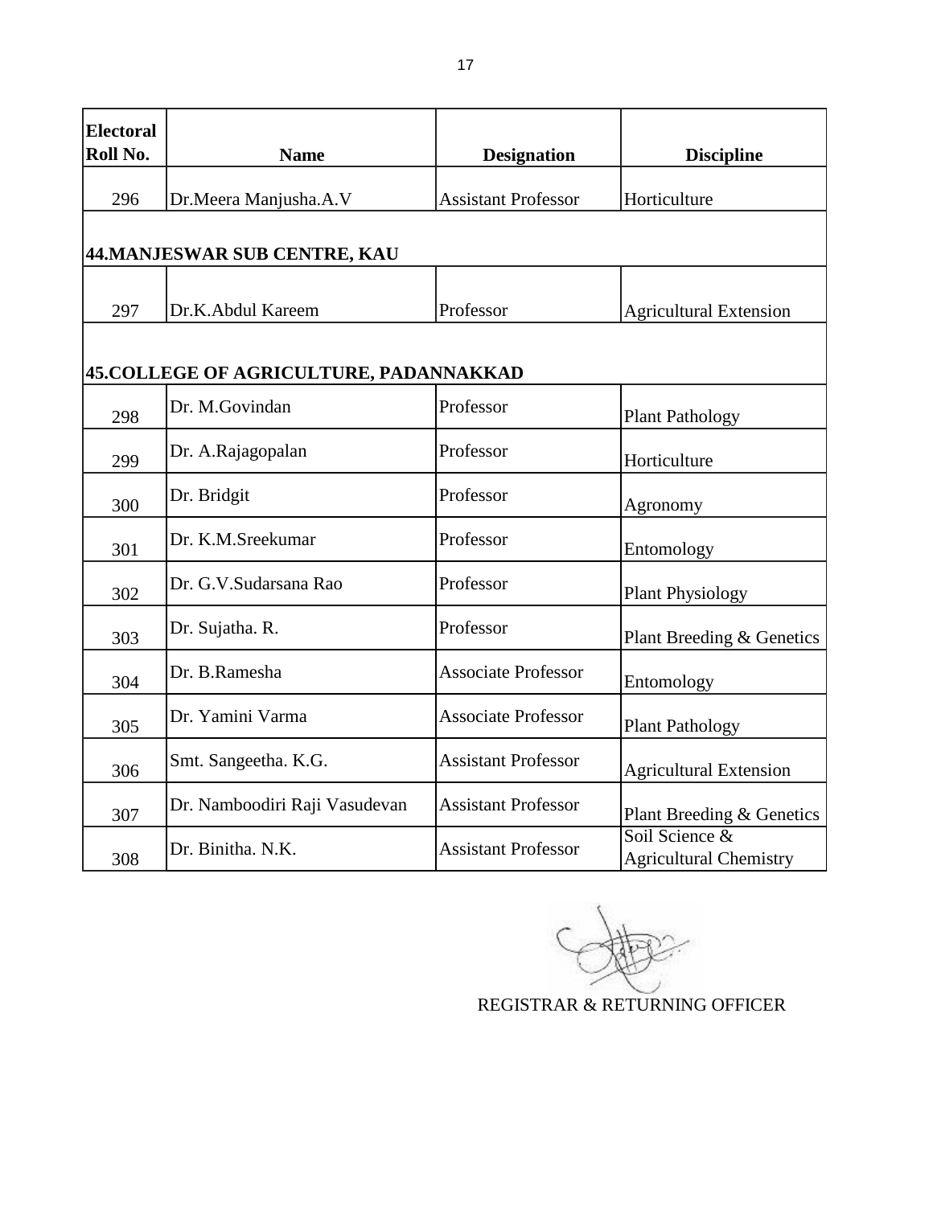| Electoral Roll No. | Name | Designation | Discipline |
|---|---|---|---|
| 296 | Dr.Meera Manjusha.A.V | Assistant Professor | Horticulture |
| **44.MANJESWAR SUB CENTRE, KAU** | | | |
| 297 | Dr.K.Abdul Kareem | Professor | Agricultural Extension |
| **45.COLLEGE OF AGRICULTURE, PADANNAKKAD** | | | |
| 298 | Dr. M.Govindan | Professor | Plant Pathology |
| 299 | Dr. A.Rajagopalan | Professor | Horticulture |
| 300 | Dr. Bridgit | Professor | Agronomy |
| 301 | Dr. K.M.Sreekumar | Professor | Entomology |
| 302 | Dr. G.V.Sudarsana Rao | Professor | Plant Physiology |
| 303 | Dr. Sujatha. R. | Professor | Plant Breeding & Genetics |
| 304 | Dr. B.Ramesha | Associate Professor | Entomology |
| 305 | Dr. Yamini Varma | Associate Professor | Plant Pathology |
| 306 | Smt. Sangeetha. K.G. | Assistant Professor | Agricultural Extension |
| 307 | Dr. Namboodiri Raji Vasudevan | Assistant Professor | Plant Breeding & Genetics |
| 308 | Dr. Binitha. N.K. | Assistant Professor | Soil Science & Agricultural Chemistry |

REGISTRAR & RETURNING OFFICER